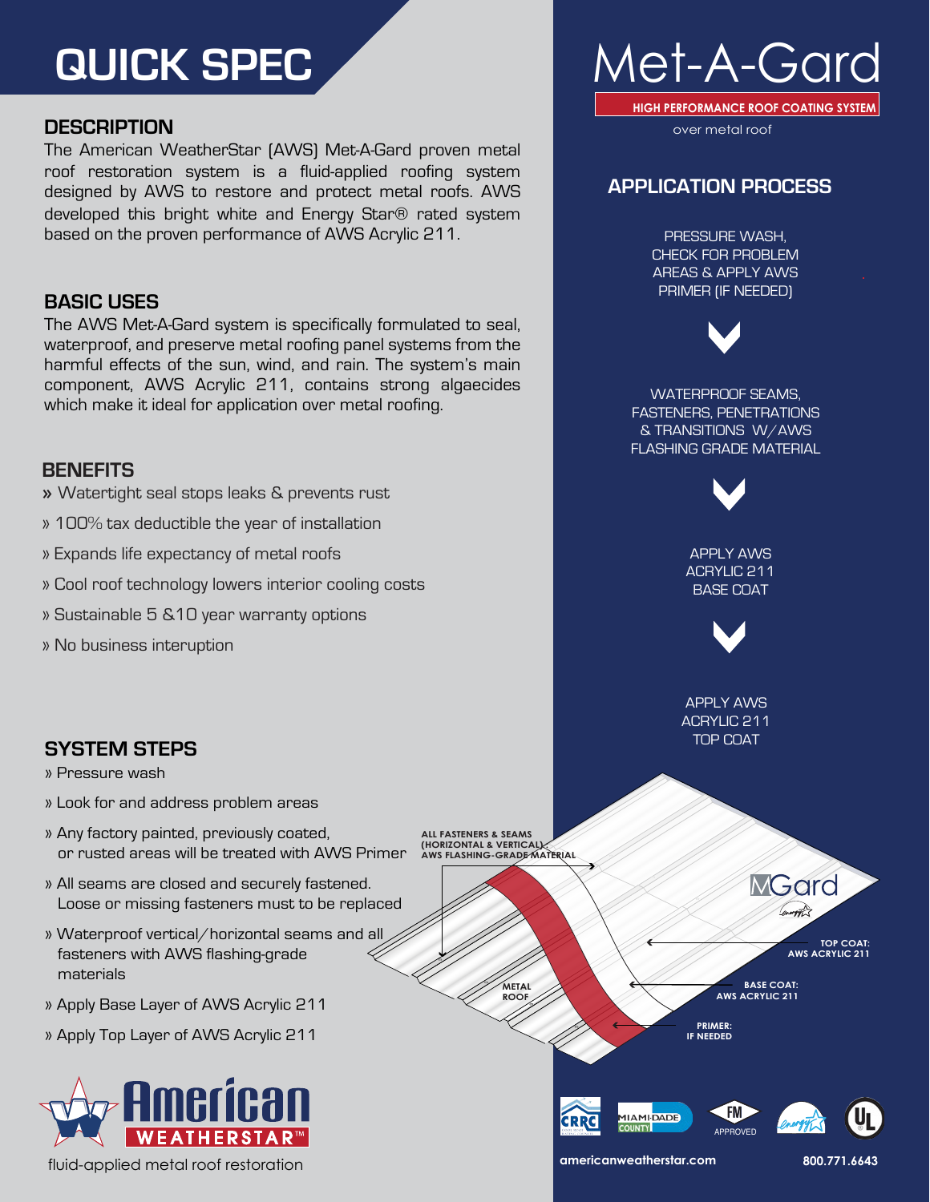# QUICK SPEC

## DESCRIPTION

The American WeatherStar (AWS) Met-A-Gard proven metal roof restoration system is a fluid-applied roofing system designed by AWS to restore and protect metal roofs. AWS developed this bright white and Energy Star® rated system based on the proven performance of AWS Acrylic 211.

## BASIC USES

The AWS Met-A-Gard system is specifically formulated to seal, waterproof, and preserve metal roofing panel systems from the harmful effects of the sun, wind, and rain. The system's main component, AWS Acrylic 211, contains strong algaecides which make it ideal for application over metal roofing.

## BENEFITS

» Watertight seal stops leaks & prevents rust

» 100% tax deductible the year of installation

» Expands life expectancy of metal roofs

» Cool roof technology lowers interior cooling costs

» Sustainable 5 &10 year warranty options

» No business interuption

## SYSTEM STEPS

» Pressure wash

» Look for and address problem areas

» Any factory painted, previously coated, or rusted areas will be treated with AWS Primer

» All seams are closed and securely fastened. Loose or missing fasteners must to be replaced

» Waterproof vertical/horizontal seams and all fasteners with AWS flashing-grade materials

» Apply Base Layer of AWS Acrylic 211

» Apply Top Layer of AWS Acrylic 211

American WEATHERSTAR™

fluid-applied metal roof restoration

# Met-A-Gard

**HIGH PERFORMANCE ROOF COATING SYSTEM**

over metal roof

## APPLICATION PROCESS

PRESSURE WASH, CHECK FOR PROBLEM AREAS & APPLY AWS PRIMER (IF NEEDED)

WATERPROOF SEAMS, FASTENERS, PENETRATIONS & TRANSITIONS W/AWS FLASHING GRADE MATERIAL

APPLY AWS ACRYLIC 211 BASE COAT

APPLY AWS ACRYLIC 211 TOP COAT

ALL FASTENERS & SEAMS (HORIZONTAL & VERTICAL) AWS FLASHING-GRADE MATERIAL

METAL ROOF

MGard

TOP COAT: AWS ACRYLIC 211

BASE COAT: AWS ACRYLIC 211

PRIMER: IF NEEDED

CRRC | MIAMI-DADE COUNTY | FM APPROVED | Energy Star | UL

americanweatherstar.com 800.771.6643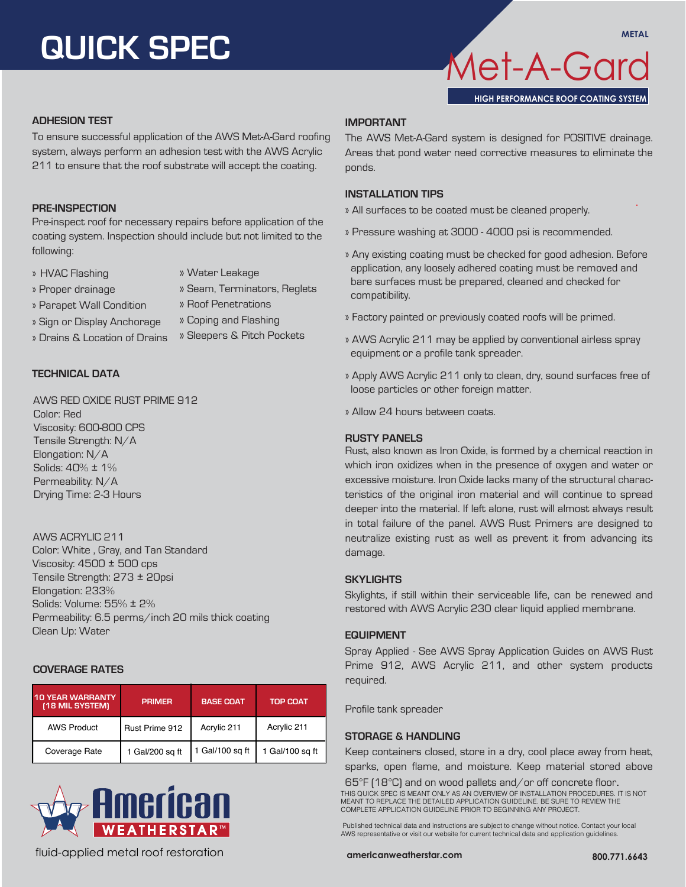# QUICK SPEC

METAL

## Met-A-Gard

HIGH PERFORMANCE ROOF COATING SYSTEM

### ADHESION TEST

To ensure successful application of the AWS Met-A-Gard roofing system, always perform an adhesion test with the AWS Acrylic 211 to ensure that the roof substrate will accept the coating.

### PRE-INSPECTION

Pre-inspect roof for necessary repairs before application of the coating system. Inspection should include but not limited to the following:

- HVAC Flashing
- Proper drainage
- Parapet Wall Condition
- Sign or Display Anchorage
- Drains & Location of Drains
- Water Leakage
- Seam, Terminators, Reglets
- Roof Penetrations
- Coping and Flashing
- Sleepers & Pitch Pockets

### TECHNICAL DATA

AWS RED OXIDE RUST PRIME 912
Color: Red
Viscosity: 600-800 CPS
Tensile Strength: N/A
Elongation: N/A
Solids: 40% ± 1%
Permeability: N/A
Drying Time: 2-3 Hours

AWS ACRYLIC 211
Color: White , Gray, and Tan Standard
Viscosity: 4500 ± 500 cps
Tensile Strength: 273 ± 20psi
Elongation: 233%
Solids: Volume: 55% ± 2%
Permeability: 6.5 perms/inch 20 mils thick coating
Clean Up: Water

### COVERAGE RATES

| 10 YEAR WARRANTY (18 MIL SYSTEM) | PRIMER | BASE COAT | TOP COAT |
|---|---|---|---|
| AWS Product | Rust Prime 912 | Acrylic 211 | Acrylic 211 |
| Coverage Rate | 1 Gal/200 sq ft | 1 Gal/100 sq ft | 1 Gal/100 sq ft |

American WEATHERSTAR™

fluid-applied metal roof restoration

### IMPORTANT

The AWS Met-A-Gard system is designed for POSITIVE drainage. Areas that pond water need corrective measures to eliminate the ponds.

### INSTALLATION TIPS

- All surfaces to be coated must be cleaned properly.
- Pressure washing at 3000 - 4000 psi is recommended.
- Any existing coating must be checked for good adhesion. Before application, any loosely adhered coating must be removed and bare surfaces must be prepared, cleaned and checked for compatibility.
- Factory painted or previously coated roofs will be primed.
- AWS Acrylic 211 may be applied by conventional airless spray equipment or a profile tank spreader.
- Apply AWS Acrylic 211 only to clean, dry, sound surfaces free of loose particles or other foreign matter.
- Allow 24 hours between coats.

### RUSTY PANELS

Rust, also known as Iron Oxide, is formed by a chemical reaction in which iron oxidizes when in the presence of oxygen and water or excessive moisture. Iron Oxide lacks many of the structural characteristics of the original iron material and will continue to spread deeper into the material. If left alone, rust will almost always result in total failure of the panel. AWS Rust Primers are designed to neutralize existing rust as well as prevent it from advancing its damage.

### SKYLIGHTS

Skylights, if still within their serviceable life, can be renewed and restored with AWS Acrylic 230 clear liquid applied membrane.

### EQUIPMENT

Spray Applied - See AWS Spray Application Guides on AWS Rust Prime 912, AWS Acrylic 211, and other system products required.

Profile tank spreader

### STORAGE & HANDLING

Keep containers closed, store in a dry, cool place away from heat, sparks, open flame, and moisture. Keep material stored above 65°F (18°C) and on wood pallets and/or off concrete floor.

THIS QUICK SPEC IS MEANT ONLY AS AN OVERVIEW OF INSTALLATION PROCEDURES. IT IS NOT MEANT TO REPLACE THE DETAILED APPLICATION GUIDELINE. BE SURE TO REVIEW THE COMPLETE APPLICATION GUIDELINE PRIOR TO BEGINNING ANY PROJECT.

Published technical data and instructions are subject to change without notice. Contact your local AWS representative or visit our website for current technical data and application guidelines.

americanweatherstar.com

800.771.6643